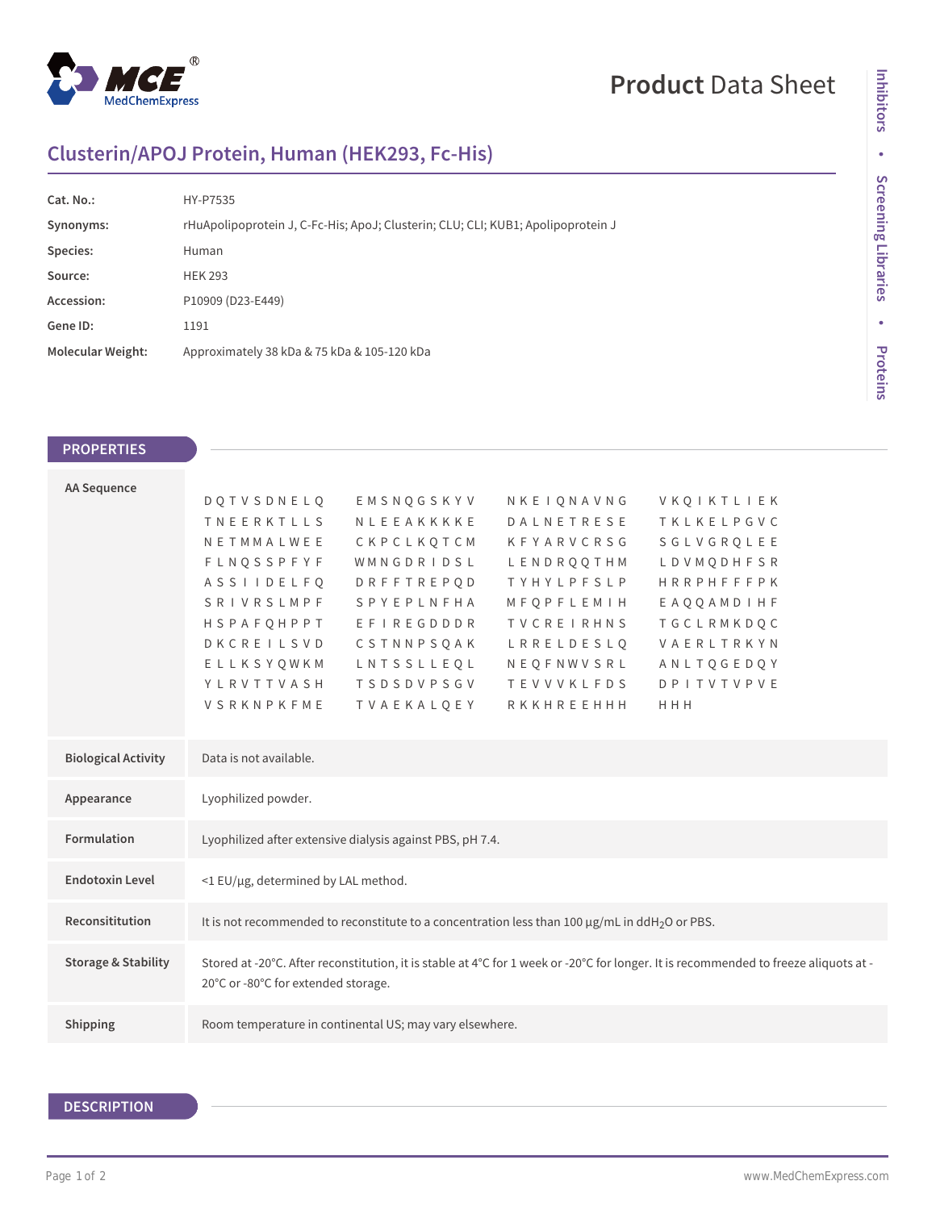# Product Data Sheet

## Clusterin/APOJ Protein, Human (HEK293, Fc-His)

| | |
|---|---|
| **Cat. No.:** | HY-P7535 |
| **Synonyms:** | rHuApolipoprotein J, C-Fc-His; ApoJ; Clusterin; CLU; CLI; KUB1; Apolipoprotein J |
| **Species:** | Human |
| **Source:** | HEK 293 |
| **Accession:** | P10909 (D23-E449) |
| **Gene ID:** | 1191 |
| **Molecular Weight:** | Approximately 38 kDa & 75 kDa & 105-120 kDa |

## PROPERTIES

| | |
|---|---|
| **AA Sequence** | DQTVSDNELQ EMSNQGSKYV NKEIQNAVNG VKQIKTLIEK TNEERKTLLS NLEEAKKKKE DALNETRESE TKLKELPGVC NETMMALWEE CKPCLKQTCM KFYARVCRSG SGLVGRQLEE FLNQSSPFYF WMNGDRIDSL LENDRQQTHM LDVMQDHFSR ASSIIDELFQ DRFFTREPQD TYHYLPFSLP HRRPHFFFPK SRIVRSLMPF SPYEPLNFHA MFQPFLEMIH EAQQAMDIHF HSPAFQHPPT EFIREGDDDR TVCREIRHNS TGCLRMKDQC DKCREILSVD CSTNNPSQAK LRRELDESLQ VAERLTRKYN ELLKSYQWKM LNTSSLLEQL NEQFNWVSRL ANLTQGEDQY YLRVTTVASH TSDSDVPSGV TEVVVKLFDS DPITVTVPVE VSRKNPKFME TVAEKALQEY RKKHREEHHH HHH |
| **Biological Activity** | Data is not available. |
| **Appearance** | Lyophilized powder. |
| **Formulation** | Lyophilized after extensive dialysis against PBS, pH 7.4. |
| **Endotoxin Level** | <1 EU/μg, determined by LAL method. |
| **Reconsititution** | It is not recommended to reconstitute to a concentration less than 100 μg/mL in ddH$_2$O or PBS. |
| **Storage & Stability** | Stored at -20°C. After reconstitution, it is stable at 4°C for 1 week or -20°C for longer. It is recommended to freeze aliquots at -20°C or -80°C for extended storage. |
| **Shipping** | Room temperature in continental US; may vary elsewhere. |

## DESCRIPTION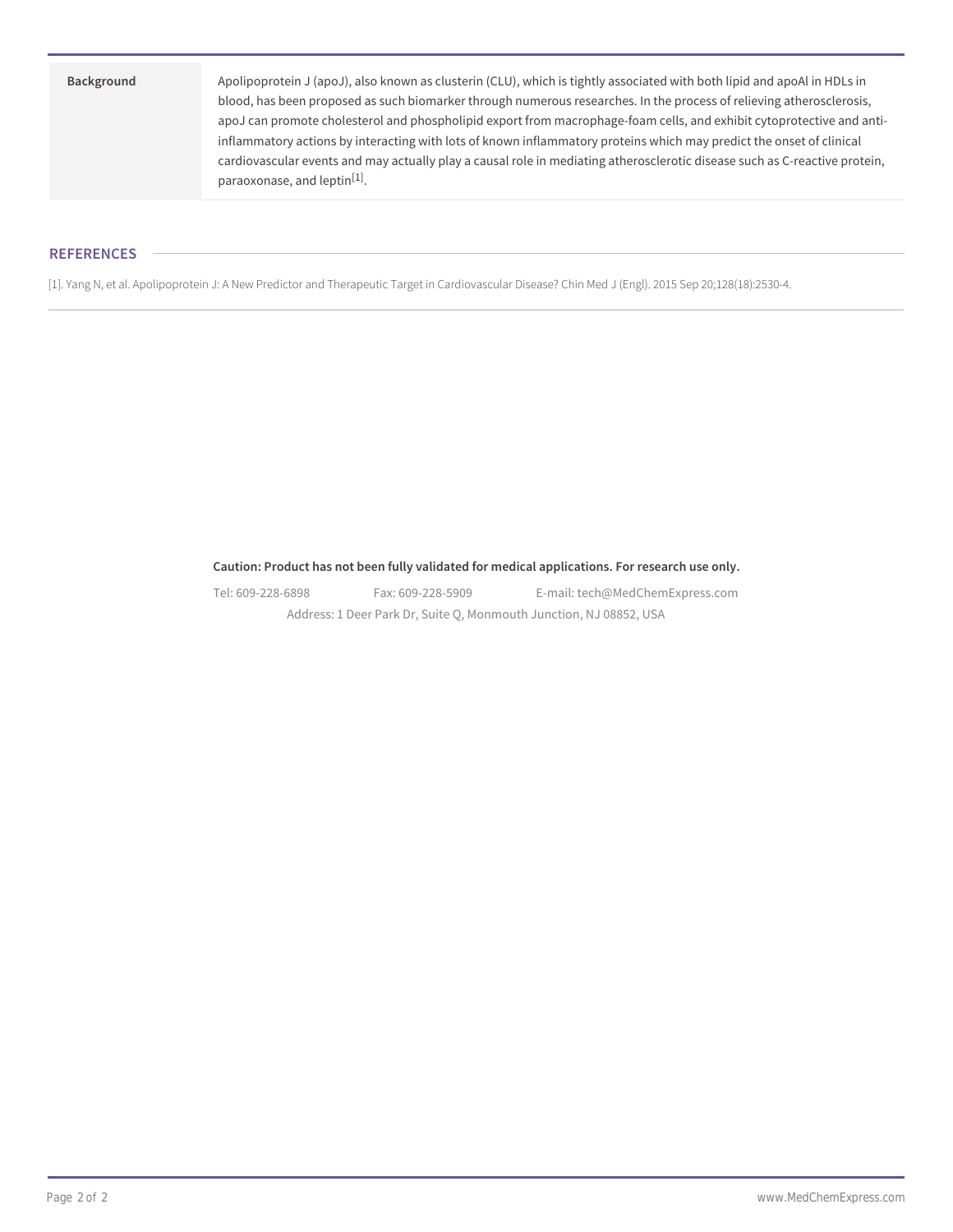| | |
|---|---|
| **Background** | Apolipoprotein J (apoJ), also known as clusterin (CLU), which is tightly associated with both lipid and apoAI in HDLs in blood, has been proposed as such biomarker through numerous researches. In the process of relieving atherosclerosis, apoJ can promote cholesterol and phospholipid export from macrophage-foam cells, and exhibit cytoprotective and anti-inflammatory actions by interacting with lots of known inflammatory proteins which may predict the onset of clinical cardiovascular events and may actually play a causal role in mediating atherosclerotic disease such as C-reactive protein, paraoxonase, and leptin[1]. |

## REFERENCES

[1]. Yang N, et al. Apolipoprotein J: A New Predictor and Therapeutic Target in Cardiovascular Disease? Chin Med J (Engl). 2015 Sep 20;128(18):2530-4.

**Caution: Product has not been fully validated for medical applications. For research use only.**

Tel: 609-228-6898 Fax: 609-228-5909 E-mail: tech@MedChemExpress.com

Address: 1 Deer Park Dr, Suite Q, Monmouth Junction, NJ 08852, USA